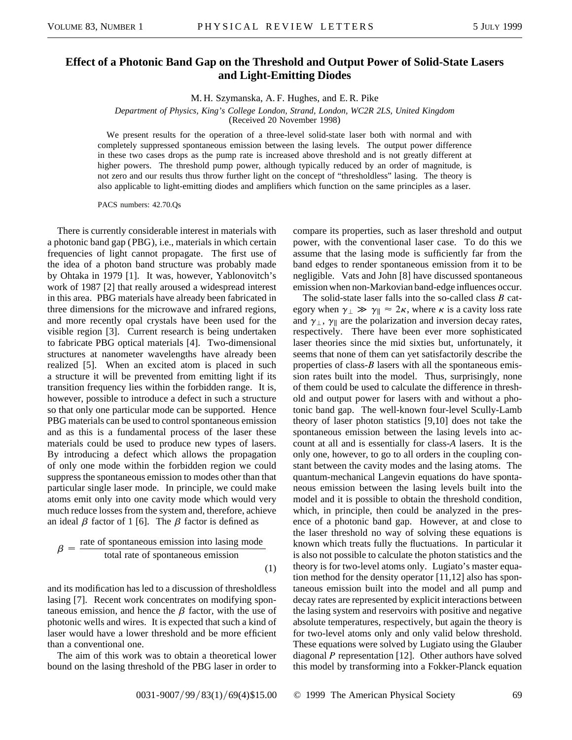# Effect of a Photonic Band Gap on the Threshold and Output Power of Solid-State Lasers and Light-Emitting Diodes

M. H. Szymanska, A. F. Hughes, and E. R. Pike

*Department of Physics, King's College London, Strand, London, WC2R 2LS, United Kingdom*

(Received 20 November 1998)

We present results for the operation of a three-level solid-state laser both with normal and with completely suppressed spontaneous emission between the lasing levels. The output power difference in these two cases drops as the pump rate is increased above threshold and is not greatly different at higher powers. The threshold pump power, although typically reduced by an order of magnitude, is not zero and our results thus throw further light on the concept of "thresholdless" lasing. The theory is also applicable to light-emitting diodes and amplifiers which function on the same principles as a laser.

PACS numbers: 42.70.Qs

There is currently considerable interest in materials with a photonic band gap (PBG), i.e., materials in which certain frequencies of light cannot propagate. The first use of the idea of a photon band structure was probably made by Ohtaka in 1979 [1]. It was, however, Yablonovitch's work of 1987 [2] that really aroused a widespread interest in this area. PBG materials have already been fabricated in three dimensions for the microwave and infrared regions, and more recently opal crystals have been used for the visible region [3]. Current research is being undertaken to fabricate PBG optical materials [4]. Two-dimensional structures at nanometer wavelengths have already been realized [5]. When an excited atom is placed in such a structure it will be prevented from emitting light if its transition frequency lies within the forbidden range. It is, however, possible to introduce a defect in such a structure so that only one particular mode can be supported. Hence PBG materials can be used to control spontaneous emission and as this is a fundamental process of the laser these materials could be used to produce new types of lasers. By introducing a defect which allows the propagation of only one mode within the forbidden region we could suppress the spontaneous emission to modes other than that particular single laser mode. In principle, we could make atoms emit only into one cavity mode which would very much reduce losses from the system and, therefore, achieve an ideal $\beta$ factor of 1 [6]. The $\beta$ factor is defined as

$$\beta = \frac{\text{rate of spontaneous emission into lasing mode}}{\text{total rate of spontaneous emission}} \tag{1}$$

and its modification has led to a discussion of thresholdless lasing [7]. Recent work concentrates on modifying spontaneous emission, and hence the $\beta$ factor, with the use of photonic wells and wires. It is expected that such a kind of laser would have a lower threshold and be more efficient than a conventional one.

The aim of this work was to obtain a theoretical lower bound on the lasing threshold of the PBG laser in order to compare its properties, such as laser threshold and output power, with the conventional laser case. To do this we assume that the lasing mode is sufficiently far from the band edges to render spontaneous emission from it to be negligible. Vats and John [8] have discussed spontaneous emission when non-Markovian band-edge influences occur.

The solid-state laser falls into the so-called class *B* category when $\gamma_\perp \gg \gamma_\parallel \approx 2\kappa$, where $\kappa$ is a cavity loss rate and $\gamma_\perp$, $\gamma_\parallel$ are the polarization and inversion decay rates, respectively. There have been ever more sophisticated laser theories since the mid sixties but, unfortunately, it seems that none of them can yet satisfactorily describe the properties of class-*B* lasers with all the spontaneous emission rates built into the model. Thus, surprisingly, none of them could be used to calculate the difference in threshold and output power for lasers with and without a photonic band gap. The well-known four-level Scully-Lamb theory of laser photon statistics [9,10] does not take the spontaneous emission between the lasing levels into account at all and is essentially for class-*A* lasers. It is the only one, however, to go to all orders in the coupling constant between the cavity modes and the lasing atoms. The quantum-mechanical Langevin equations do have spontaneous emission between the lasing levels built into the model and it is possible to obtain the threshold condition, which, in principle, then could be analyzed in the presence of a photonic band gap. However, at and close to the laser threshold no way of solving these equations is known which treats fully the fluctuations. In particular it is also not possible to calculate the photon statistics and the theory is for two-level atoms only. Lugiato's master equation method for the density operator [11,12] also has spontaneous emission built into the model and all pump and decay rates are represented by explicit interactions between the lasing system and reservoirs with positive and negative absolute temperatures, respectively, but again the theory is for two-level atoms only and only valid below threshold. These equations were solved by Lugiato using the Glauber diagonal *P* representation [12]. Other authors have solved this model by transforming into a Fokker-Planck equation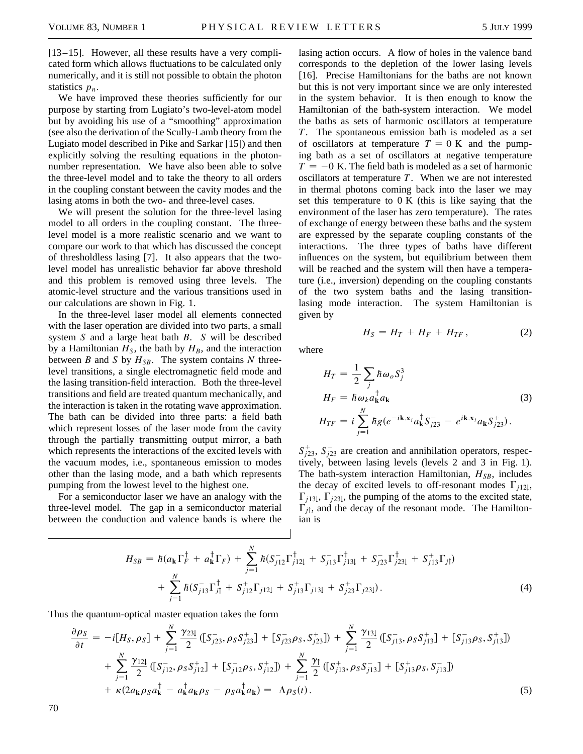[13–15]. However, all these results have a very complicated form which allows fluctuations to be calculated only numerically, and it is still not possible to obtain the photon statistics $p_n$.

We have improved these theories sufficiently for our purpose by starting from Lugiato's two-level-atom model but by avoiding his use of a "smoothing" approximation (see also the derivation of the Scully-Lamb theory from the Lugiato model described in Pike and Sarkar [15]) and then explicitly solving the resulting equations in the photon-number representation. We have also been able to solve the three-level model and to take the theory to all orders in the coupling constant between the cavity modes and the lasing atoms in both the two- and three-level cases.

We will present the solution for the three-level lasing model to all orders in the coupling constant. The three-level model is a more realistic scenario and we want to compare our work to that which has discussed the concept of thresholdless lasing [7]. It also appears that the two-level model has unrealistic behavior far above threshold and this problem is removed using three levels. The atomic-level structure and the various transitions used in our calculations are shown in Fig. 1.

In the three-level laser model all elements connected with the laser operation are divided into two parts, a small system $S$ and a large heat bath $B$. $S$ will be described by a Hamiltonian $H_S$, the bath by $H_B$, and the interaction between $B$ and $S$ by $H_{SB}$. The system contains $N$ three-level transitions, a single electromagnetic field mode and the lasing transition-field interaction. Both the three-level transitions and field are treated quantum mechanically, and the interaction is taken in the rotating wave approximation. The bath can be divided into three parts: a field bath which represent losses of the laser mode from the cavity through the partially transmitting output mirror, a bath which represents the interactions of the excited levels with the vacuum modes, i.e., spontaneous emission to modes other than the lasing mode, and a bath which represents pumping from the lowest level to the highest one.

For a semiconductor laser we have an analogy with the three-level model. The gap in a semiconductor material between the conduction and valence bands is where the lasing action occurs. A flow of holes in the valence band corresponds to the depletion of the lower lasing levels [16]. Precise Hamiltonians for the baths are not known but this is not very important since we are only interested in the system behavior. It is then enough to know the Hamiltonian of the bath-system interaction. We model the baths as sets of harmonic oscillators at temperature $T$. The spontaneous emission bath is modeled as a set of oscillators at temperature $T = 0$ K and the pumping bath as a set of oscillators at negative temperature $T = -0$ K. The field bath is modeled as a set of harmonic oscillators at temperature $T$. When we are not interested in thermal photons coming back into the laser we may set this temperature to 0 K (this is like saying that the environment of the laser has zero temperature). The rates of exchange of energy between these baths and the system are expressed by the separate coupling constants of the interactions. The three types of baths have different influences on the system, but equilibrium between them will be reached and the system will then have a temperature (i.e., inversion) depending on the coupling constants of the two system baths and the lasing transition-lasing mode interaction. The system Hamiltonian is given by

$$H_S = H_T + H_F + H_{TF}, \tag{2}$$

where

$$\begin{aligned} H_T &= \frac{1}{2}\sum_j \hbar\omega_o S_j^3 \\ H_F &= \hbar\omega_k a_{\mathbf{k}}^\dagger a_{\mathbf{k}} \\ H_{TF} &= i\sum_{j=1}^{N} \hbar g(e^{-i\mathbf{k}.\mathbf{x}_j} a_{\mathbf{k}}^\dagger S_{j23}^- - e^{i\mathbf{k}.\mathbf{x}_j} a_{\mathbf{k}} S_{j23}^+). \end{aligned} \tag{3}$$

$S_{j23}^+$, $S_{j23}^-$ are creation and annihilation operators, respectively, between lasing levels (levels 2 and 3 in Fig. 1). The bath-system interaction Hamiltonian, $H_{SB}$, includes the decay of excited levels to off-resonant modes $\Gamma_{j12\downarrow}$, $\Gamma_{j13\downarrow}$, $\Gamma_{j23\downarrow}$, the pumping of the atoms to the excited state, $\Gamma_{j\uparrow}$, and the decay of the resonant mode. The Hamiltonian is

$$\begin{aligned} H_{SB} = {}& \hbar(a_{\mathbf{k}}\Gamma_F^\dagger + a_{\mathbf{k}}^\dagger\Gamma_F) + \sum_{j=1}^{N}\hbar(S_{j12}^-\Gamma_{j12\downarrow}^\dagger + S_{j13}^-\Gamma_{j13\downarrow}^\dagger + S_{j23}^-\Gamma_{j23\downarrow}^\dagger + S_{j13}^+\Gamma_{j\uparrow}) \\ &+ \sum_{j=1}^{N}\hbar(S_{j13}^-\Gamma_{j\uparrow}^\dagger + S_{j12}^+\Gamma_{j12\downarrow} + S_{j13}^+\Gamma_{j13\downarrow} + S_{j23}^+\Gamma_{j23\downarrow}). \end{aligned} \tag{4}$$

Thus the quantum-optical master equation takes the form

$$\begin{aligned} \frac{\partial\rho_S}{\partial t} = {}& -i[H_S,\rho_S] + \sum_{j=1}^{N}\frac{\gamma_{23\downarrow}}{2}([S_{j23}^-,\rho_S S_{j23}^+] + [S_{j23}^-\rho_S, S_{j23}^+]) + \sum_{j=1}^{N}\frac{\gamma_{13\downarrow}}{2}([S_{j13}^-,\rho_S S_{j13}^+] + [S_{j13}^-\rho_S, S_{j13}^+]) \\ &+ \sum_{j=1}^{N}\frac{\gamma_{12\downarrow}}{2}([S_{j12}^-,\rho_S S_{j12}^+] + [S_{j12}^-\rho_S, S_{j12}^+]) + \sum_{j=1}^{N}\frac{\gamma_{\uparrow}}{2}([S_{j13}^+,\rho_S S_{j13}^-] + [S_{j13}^+\rho_S, S_{j13}^-]) \\ &+ \kappa(2a_{\mathbf{k}}\rho_S a_{\mathbf{k}}^\dagger - a_{\mathbf{k}}^\dagger a_{\mathbf{k}}\rho_S - \rho_S a_{\mathbf{k}}^\dagger a_{\mathbf{k}}) = \Lambda\rho_S(t). \end{aligned} \tag{5}$$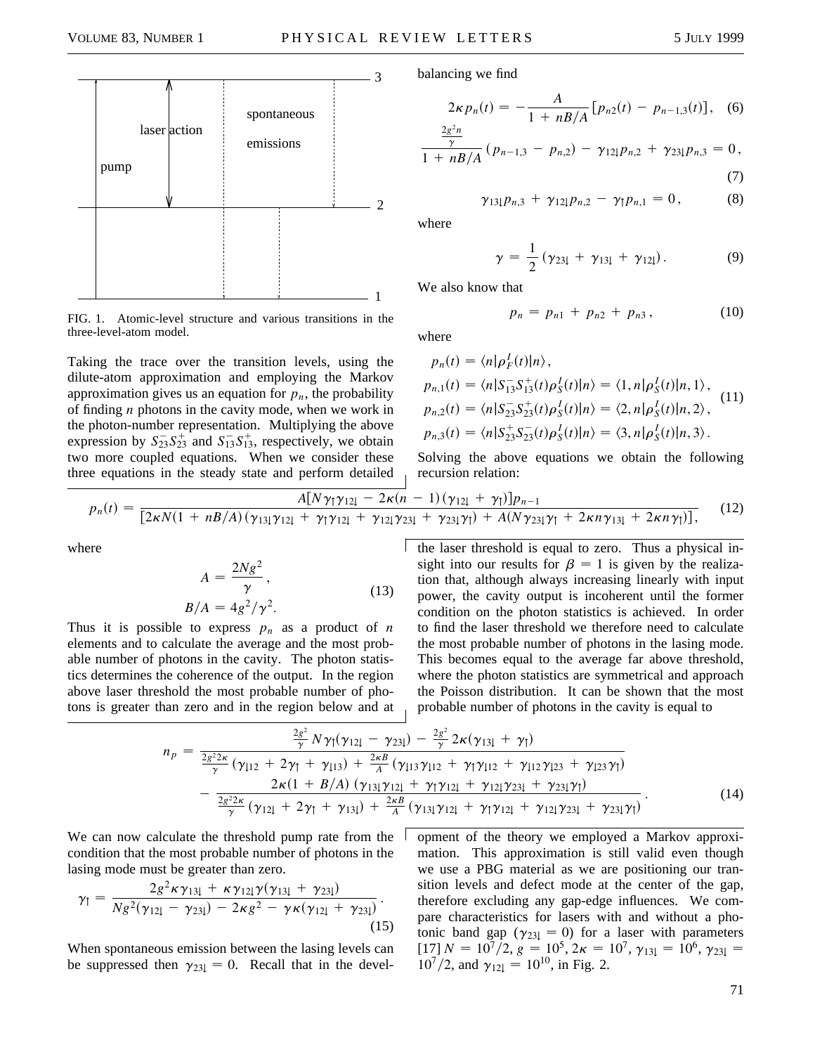FIG. 1. Atomic-level structure and various transitions in the three-level-atom model.

Taking the trace over the transition levels, using the dilute-atom approximation and employing the Markov approximation gives us an equation for $p_n$, the probability of finding $n$ photons in the cavity mode, when we work in the photon-number representation. Multiplying the above expression by $S_{23}^{-}S_{23}^{+}$ and $S_{13}^{-}S_{13}^{+}$, respectively, we obtain two more coupled equations. When we consider these three equations in the steady state and perform detailed balancing we find

$$2\kappa p_n(t) = -\frac{A}{1 + nB/A}[p_{n2}(t) - p_{n-1,3}(t)], \quad (6)$$

$$\frac{\frac{2g^2 n}{\gamma}}{1 + nB/A}(p_{n-1,3} - p_{n,2}) - \gamma_{12\downarrow}p_{n,2} + \gamma_{23\downarrow}p_{n,3} = 0, \quad (7)$$

$$\gamma_{13\downarrow}p_{n,3} + \gamma_{12\downarrow}p_{n,2} - \gamma_{\uparrow}p_{n,1} = 0, \quad (8)$$

where

$$\gamma = \frac{1}{2}(\gamma_{23\downarrow} + \gamma_{13\downarrow} + \gamma_{12\downarrow}). \quad (9)$$

We also know that

$$p_n = p_{n1} + p_{n2} + p_{n3}, \quad (10)$$

where

$$\begin{aligned} p_n(t) &= \langle n|\rho_F^I(t)|n\rangle, \\ p_{n,1}(t) &= \langle n|S_{13}^{-}S_{13}^{+}(t)\rho_S^I(t)|n\rangle = \langle 1, n|\rho_S^I(t)|n, 1\rangle, \\ p_{n,2}(t) &= \langle n|S_{23}^{-}S_{23}^{+}(t)\rho_S^I(t)|n\rangle = \langle 2, n|\rho_S^I(t)|n, 2\rangle, \\ p_{n,3}(t) &= \langle n|S_{23}^{+}S_{23}^{-}(t)\rho_S^I(t)|n\rangle = \langle 3, n|\rho_S^I(t)|n, 3\rangle. \end{aligned} \quad (11)$$

Solving the above equations we obtain the following recursion relation:

$$p_n(t) = \frac{A[N\gamma_{\uparrow}\gamma_{12\downarrow} - 2\kappa(n-1)(\gamma_{12\downarrow} + \gamma_{\uparrow})]p_{n-1}}{[2\kappa N(1 + nB/A)(\gamma_{13\downarrow}\gamma_{12\downarrow} + \gamma_{\uparrow}\gamma_{12\downarrow} + \gamma_{12\downarrow}\gamma_{23\downarrow} + \gamma_{23\downarrow}\gamma_{\uparrow}) + A(N\gamma_{23\downarrow}\gamma_{\uparrow} + 2\kappa n\gamma_{13\downarrow} + 2\kappa n\gamma_{\uparrow})]}, \quad (12)$$

where

$$A = \frac{2Ng^2}{\gamma}, \qquad B/A = 4g^2/\gamma^2. \quad (13)$$

Thus it is possible to express $p_n$ as a product of $n$ elements and to calculate the average and the most probable number of photons in the cavity. The photon statistics determines the coherence of the output. In the region above laser threshold the most probable number of photons is greater than zero and in the region below and at the laser threshold is equal to zero. Thus a physical insight into our results for $\beta = 1$ is given by the realization that, although always increasing linearly with input power, the cavity output is incoherent until the former condition on the photon statistics is achieved. In order to find the laser threshold we therefore need to calculate the most probable number of photons in the lasing mode. This becomes equal to the average far above threshold, where the photon statistics are symmetrical and approach the Poisson distribution. It can be shown that the most probable number of photons in the cavity is equal to

$$n_p = \frac{\frac{2g^2}{\gamma}N\gamma_{\uparrow}(\gamma_{12\downarrow} - \gamma_{23\downarrow}) - \frac{2g^2}{\gamma}2\kappa(\gamma_{13\downarrow} + \gamma_{\uparrow})}{\frac{2g^2 2\kappa}{\gamma}(\gamma_{\downarrow 12} + 2\gamma_{\uparrow} + \gamma_{\downarrow 13}) + \frac{2\kappa B}{A}(\gamma_{\downarrow 13}\gamma_{\downarrow 12} + \gamma_{\uparrow}\gamma_{\downarrow 12} + \gamma_{\downarrow 12}\gamma_{\downarrow 23} + \gamma_{\downarrow 23}\gamma_{\uparrow})} - \frac{2\kappa(1 + B/A)(\gamma_{13\downarrow}\gamma_{12\downarrow} + \gamma_{\uparrow}\gamma_{12\downarrow} + \gamma_{12\downarrow}\gamma_{23\downarrow} + \gamma_{23\downarrow}\gamma_{\uparrow})}{\frac{2g^2 2\kappa}{\gamma}(\gamma_{12\downarrow} + 2\gamma_{\uparrow} + \gamma_{13\downarrow}) + \frac{2\kappa B}{A}(\gamma_{13\downarrow}\gamma_{12\downarrow} + \gamma_{\uparrow}\gamma_{12\downarrow} + \gamma_{12\downarrow}\gamma_{23\downarrow} + \gamma_{23\downarrow}\gamma_{\uparrow})}. \quad (14)$$

We can now calculate the threshold pump rate from the condition that the most probable number of photons in the lasing mode must be greater than zero.

$$\gamma_{\uparrow} = \frac{2g^2\kappa\gamma_{13\downarrow} + \kappa\gamma_{12\downarrow}\gamma(\gamma_{13\downarrow} + \gamma_{23\downarrow})}{Ng^2(\gamma_{12\downarrow} - \gamma_{23\downarrow}) - 2\kappa g^2 - \gamma\kappa(\gamma_{12\downarrow} + \gamma_{23\downarrow})}. \quad (15)$$

When spontaneous emission between the lasing levels can be suppressed then $\gamma_{23\downarrow} = 0$. Recall that in the development of the theory we employed a Markov approximation. This approximation is still valid even though we use a PBG material as we are positioning our transition levels and defect mode at the center of the gap, therefore excluding any gap-edge influences. We compare characteristics for lasers with and without a photonic band gap ($\gamma_{23\downarrow} = 0$) for a laser with parameters [17] $N = 10^7/2$, $g = 10^5$, $2\kappa = 10^7$, $\gamma_{13\downarrow} = 10^6$, $\gamma_{23\downarrow} = 10^7/2$, and $\gamma_{12\downarrow} = 10^{10}$, in Fig. 2.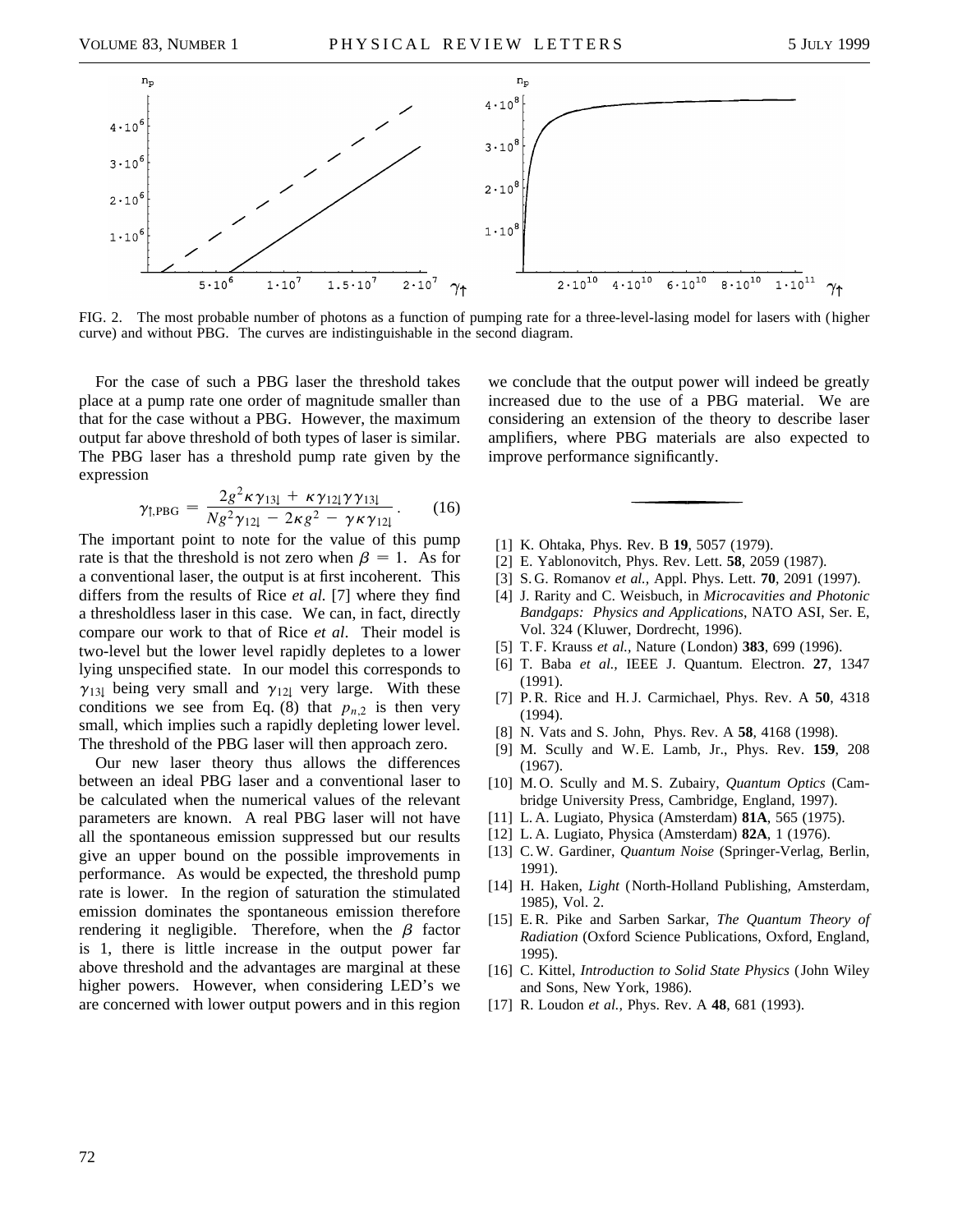$n_p$

$4\cdot10^6$

$3\cdot10^6$

$2\cdot10^6$

$1\cdot10^6$

$5\cdot10^6$ $1\cdot10^7$ $1.5\cdot10^7$ $2\cdot10^7$ $\gamma_\uparrow$

$n_p$

$4\cdot10^8$

$3\cdot10^8$

$2\cdot10^8$

$1\cdot10^8$

$2\cdot10^{10}$ $4\cdot10^{10}$ $6\cdot10^{10}$ $8\cdot10^{10}$ $1\cdot10^{11}$ $\gamma_\uparrow$

FIG. 2. The most probable number of photons as a function of pumping rate for a three-level-lasing model for lasers with (higher curve) and without PBG. The curves are indistinguishable in the second diagram.

For the case of such a PBG laser the threshold takes place at a pump rate one order of magnitude smaller than that for the case without a PBG. However, the maximum output far above threshold of both types of laser is similar. The PBG laser has a threshold pump rate given by the expression

$$\gamma_{\uparrow,\mathrm{PBG}} = \frac{2g^2\kappa\gamma_{13\downarrow} + \kappa\gamma_{12\downarrow}\gamma\gamma_{13\downarrow}}{Ng^2\gamma_{12\downarrow} - 2\kappa g^2 - \gamma\kappa\gamma_{12\downarrow}}. \qquad (16)$$

The important point to note for the value of this pump rate is that the threshold is not zero when $\beta = 1$. As for a conventional laser, the output is at first incoherent. This differs from the results of Rice *et al.* [7] where they find a thresholdless laser in this case. We can, in fact, directly compare our work to that of Rice *et al*. Their model is two-level but the lower level rapidly depletes to a lower lying unspecified state. In our model this corresponds to $\gamma_{13\downarrow}$ being very small and $\gamma_{12\downarrow}$ very large. With these conditions we see from Eq. (8) that $p_{n,2}$ is then very small, which implies such a rapidly depleting lower level. The threshold of the PBG laser will then approach zero.

Our new laser theory thus allows the differences between an ideal PBG laser and a conventional laser to be calculated when the numerical values of the relevant parameters are known. A real PBG laser will not have all the spontaneous emission suppressed but our results give an upper bound on the possible improvements in performance. As would be expected, the threshold pump rate is lower. In the region of saturation the stimulated emission dominates the spontaneous emission therefore rendering it negligible. Therefore, when the $\beta$ factor is 1, there is little increase in the output power far above threshold and the advantages are marginal at these higher powers. However, when considering LED's we are concerned with lower output powers and in this region we conclude that the output power will indeed be greatly increased due to the use of a PBG material. We are considering an extension of the theory to describe laser amplifiers, where PBG materials are also expected to improve performance significantly.

---

[1] K. Ohtaka, Phys. Rev. B **19**, 5057 (1979).

[2] E. Yablonovitch, Phys. Rev. Lett. **58**, 2059 (1987).

[3] S. G. Romanov *et al.,* Appl. Phys. Lett. **70**, 2091 (1997).

[4] J. Rarity and C. Weisbuch, in *Microcavities and Photonic Bandgaps: Physics and Applications*, NATO ASI, Ser. E, Vol. 324 (Kluwer, Dordrecht, 1996).

[5] T. F. Krauss *et al.*, Nature (London) **383**, 699 (1996).

[6] T. Baba *et al.,* IEEE J. Quantum. Electron. **27**, 1347 (1991).

[7] P. R. Rice and H. J. Carmichael, Phys. Rev. A **50**, 4318 (1994).

[8] N. Vats and S. John, Phys. Rev. A **58**, 4168 (1998).

[9] M. Scully and W. E. Lamb, Jr., Phys. Rev. **159**, 208 (1967).

[10] M. O. Scully and M. S. Zubairy, *Quantum Optics* (Cambridge University Press, Cambridge, England, 1997).

[11] L. A. Lugiato, Physica (Amsterdam) **81A**, 565 (1975).

[12] L. A. Lugiato, Physica (Amsterdam) **82A**, 1 (1976).

[13] C. W. Gardiner, *Quantum Noise* (Springer-Verlag, Berlin, 1991).

[14] H. Haken, *Light* (North-Holland Publishing, Amsterdam, 1985), Vol. 2.

[15] E. R. Pike and Sarben Sarkar, *The Quantum Theory of Radiation* (Oxford Science Publications, Oxford, England, 1995).

[16] C. Kittel, *Introduction to Solid State Physics* (John Wiley and Sons, New York, 1986).

[17] R. Loudon *et al.,* Phys. Rev. A **48**, 681 (1993).